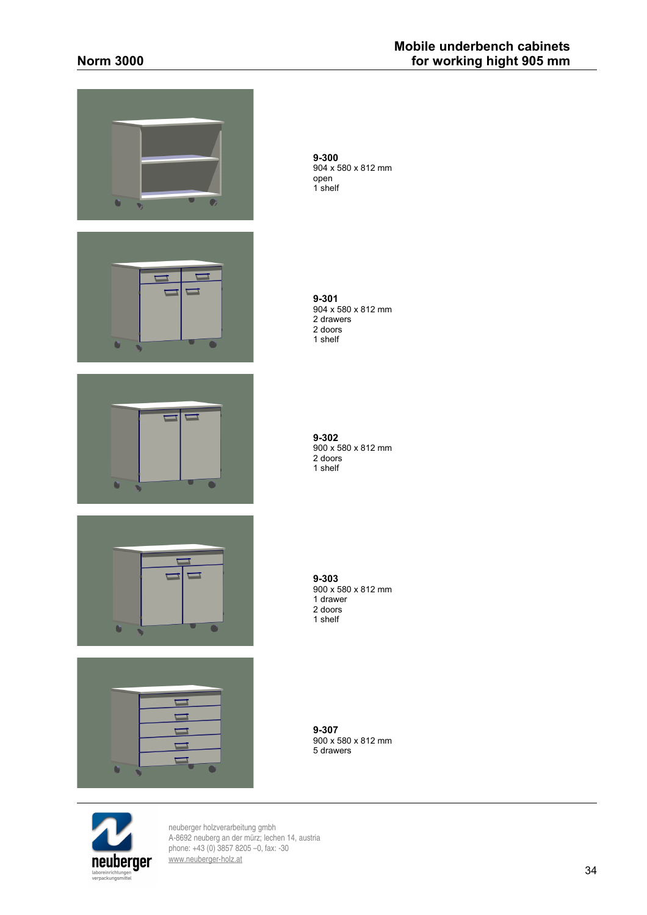# Norm 3000

## Mobile underbench cabinets for working hight 905 mm

**9-300**
904 x 580 x 812 mm
open
1 shelf

**9-301**
904 x 580 x 812 mm
2 drawers
2 doors
1 shelf

**9-302**
900 x 580 x 812 mm
2 doors
1 shelf

**9-303**
900 x 580 x 812 mm
1 drawer
2 doors
1 shelf

**9-307**
900 x 580 x 812 mm
5 drawers

neuberger holzverarbeitung gmbh
A-8692 neuberg an der mürz; lechen 14, austria
phone: +43 (0) 3857 8205 –0, fax: -30
www.neuberger-holz.at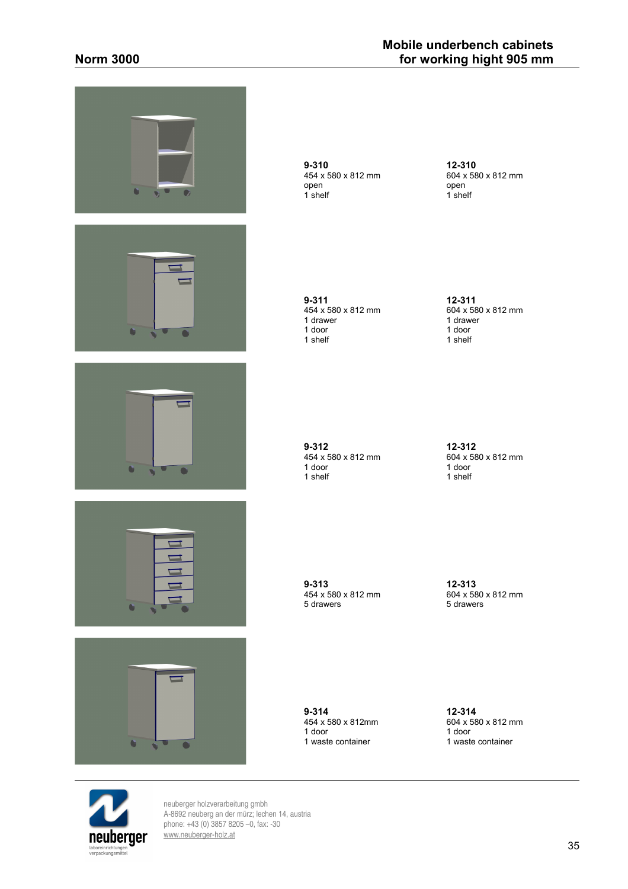# Norm 3000

## Mobile underbench cabinets for working hight 905 mm

**9-310**
454 x 580 x 812 mm
open
1 shelf

**12-310**
604 x 580 x 812 mm
open
1 shelf

**9-311**
454 x 580 x 812 mm
1 drawer
1 door
1 shelf

**12-311**
604 x 580 x 812 mm
1 drawer
1 door
1 shelf

**9-312**
454 x 580 x 812 mm
1 door
1 shelf

**12-312**
604 x 580 x 812 mm
1 door
1 shelf

**9-313**
454 x 580 x 812 mm
5 drawers

**12-313**
604 x 580 x 812 mm
5 drawers

**9-314**
454 x 580 x 812mm
1 door
1 waste container

**12-314**
604 x 580 x 812 mm
1 door
1 waste container

neuberger holzverarbeitung gmbh
A-8692 neuberg an der mürz; lechen 14, austria
phone: +43 (0) 3857 8205 –0, fax: -30
www.neuberger-holz.at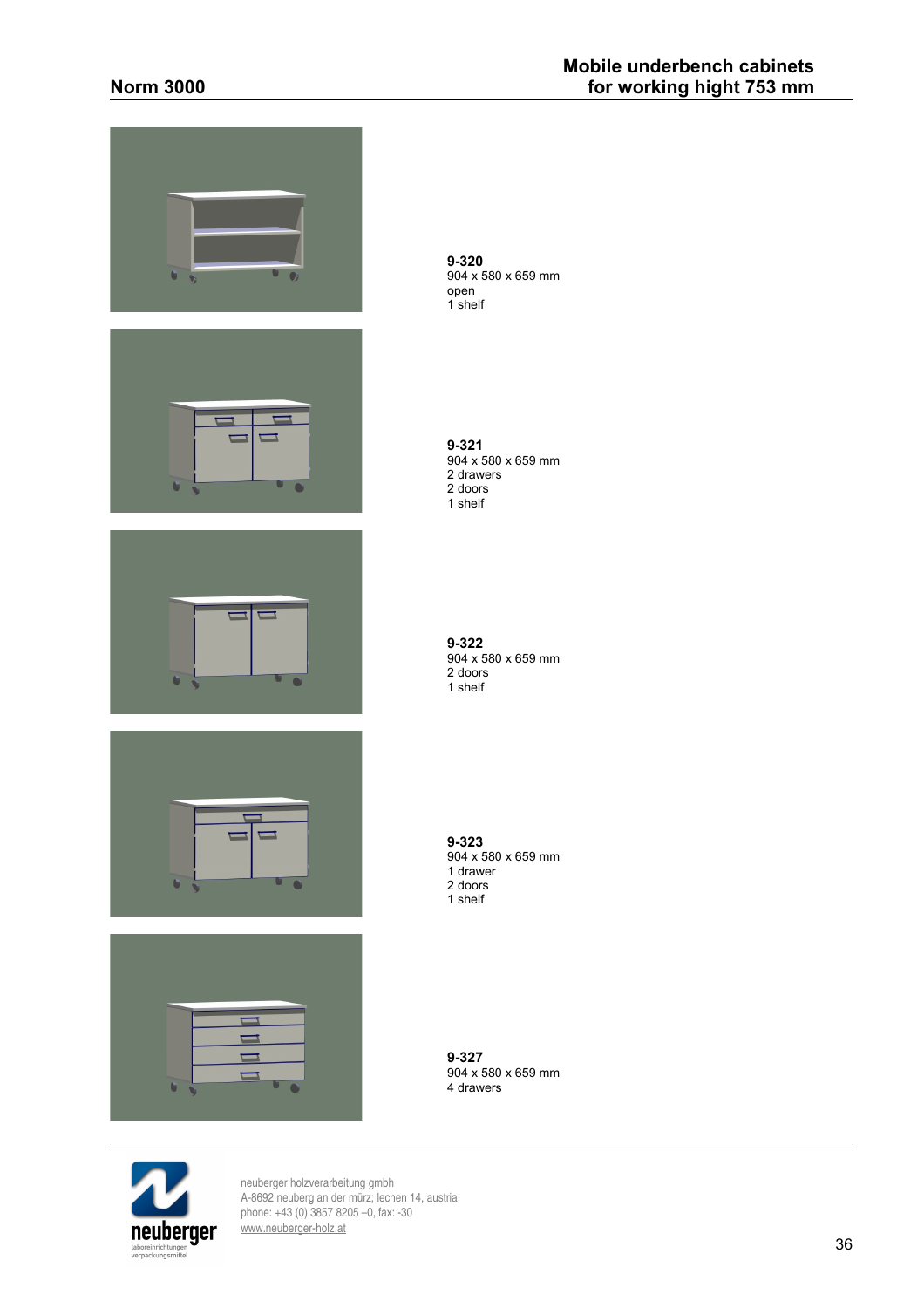# Norm 3000

## Mobile underbench cabinets for working hight 753 mm

**9-320**
904 x 580 x 659 mm
open
1 shelf

**9-321**
904 x 580 x 659 mm
2 drawers
2 doors
1 shelf

**9-322**
904 x 580 x 659 mm
2 doors
1 shelf

**9-323**
904 x 580 x 659 mm
1 drawer
2 doors
1 shelf

**9-327**
904 x 580 x 659 mm
4 drawers

neuberger holzverarbeitung gmbh
A-8692 neuberg an der mürz; lechen 14, austria
phone: +43 (0) 3857 8205 –0, fax: -30
www.neuberger-holz.at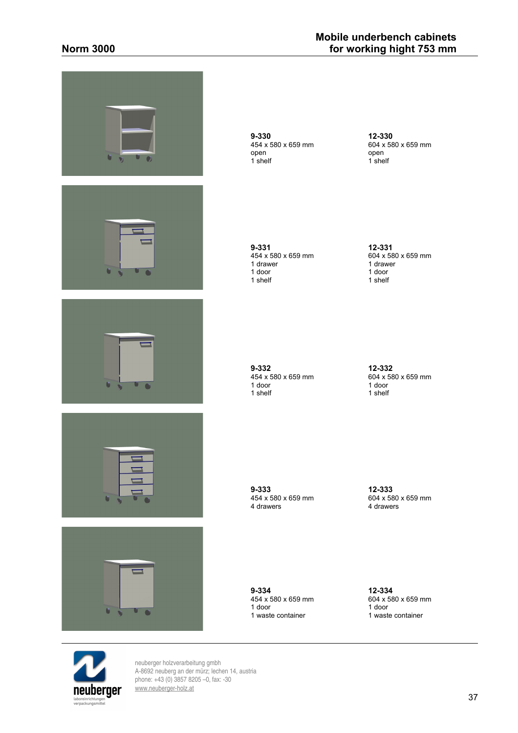## Norm 3000

## Mobile underbench cabinets for working hight 753 mm

**9-330**
454 x 580 x 659 mm
open
1 shelf

**12-330**
604 x 580 x 659 mm
open
1 shelf

**9-331**
454 x 580 x 659 mm
1 drawer
1 door
1 shelf

**12-331**
604 x 580 x 659 mm
1 drawer
1 door
1 shelf

**9-332**
454 x 580 x 659 mm
1 door
1 shelf

**12-332**
604 x 580 x 659 mm
1 door
1 shelf

**9-333**
454 x 580 x 659 mm
4 drawers

**12-333**
604 x 580 x 659 mm
4 drawers

**9-334**
454 x 580 x 659 mm
1 door
1 waste container

**12-334**
604 x 580 x 659 mm
1 door
1 waste container

neuberger holzverarbeitung gmbh
A-8692 neuberg an der mürz; lechen 14, austria
phone: +43 (0) 3857 8205 –0, fax: -30
www.neuberger-holz.at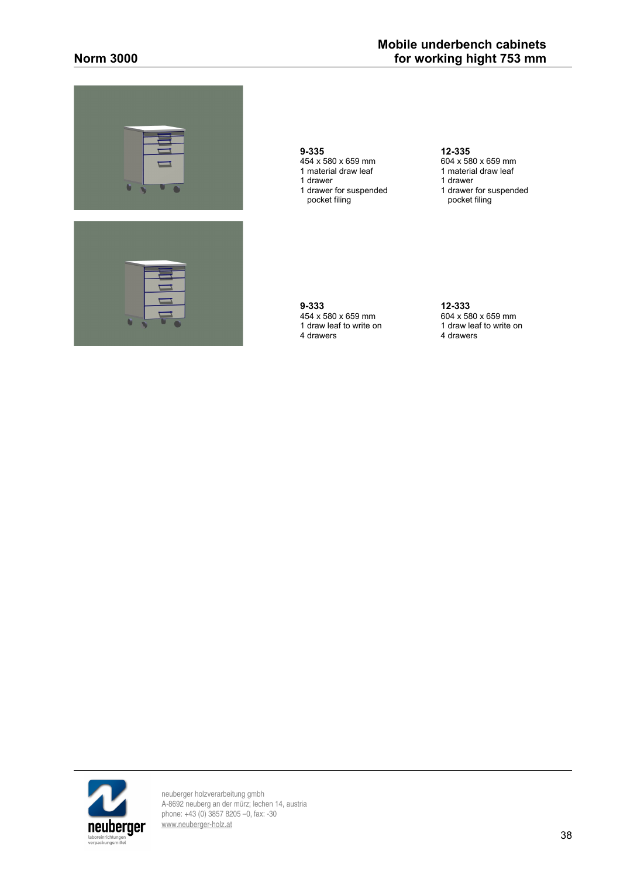## Norm 3000

## Mobile underbench cabinets for working hight 753 mm

**9-335**
454 x 580 x 659 mm
1 material draw leaf
1 drawer
1 drawer for suspended pocket filing

**12-335**
604 x 580 x 659 mm
1 material draw leaf
1 drawer
1 drawer for suspended pocket filing

**9-333**
454 x 580 x 659 mm
1 draw leaf to write on
4 drawers

**12-333**
604 x 580 x 659 mm
1 draw leaf to write on
4 drawers

neuberger holzverarbeitung gmbh
A-8692 neuberg an der mürz; lechen 14, austria
phone: +43 (0) 3857 8205 –0, fax: -30
www.neuberger-holz.at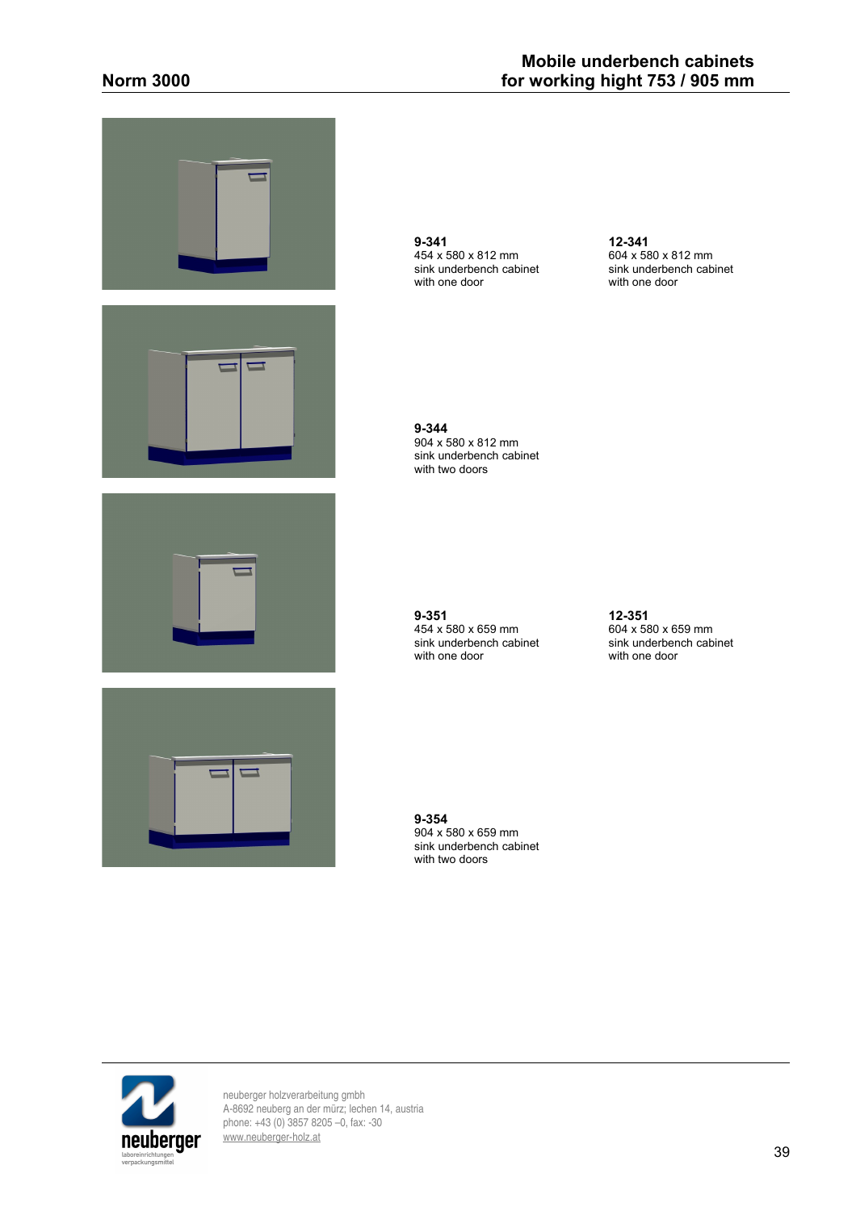# Norm 3000

## Mobile underbench cabinets for working hight 753 / 905 mm

**9-341**
454 x 580 x 812 mm
sink underbench cabinet
with one door

**12-341**
604 x 580 x 812 mm
sink underbench cabinet
with one door

**9-344**
904 x 580 x 812 mm
sink underbench cabinet
with two doors

**9-351**
454 x 580 x 659 mm
sink underbench cabinet
with one door

**12-351**
604 x 580 x 659 mm
sink underbench cabinet
with one door

**9-354**
904 x 580 x 659 mm
sink underbench cabinet
with two doors

neuberger holzverarbeitung gmbh
A-8692 neuberg an der mürz; lechen 14, austria
phone: +43 (0) 3857 8205 –0, fax: -30
www.neuberger-holz.at